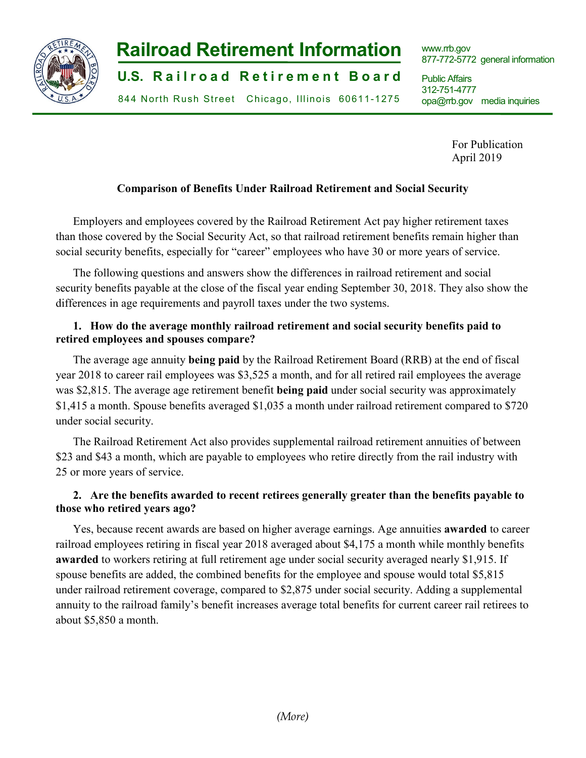# Railroad Retirement Information

**U.S. Railroad Retirement Board**

844 North Rush Street Chicago, Illinois 60611-1275

www.rrb.gov
877-772-5772 general information

Public Affairs
312-751-4777
opa@rrb.gov media inquiries

For Publication
April 2019

## Comparison of Benefits Under Railroad Retirement and Social Security

Employers and employees covered by the Railroad Retirement Act pay higher retirement taxes than those covered by the Social Security Act, so that railroad retirement benefits remain higher than social security benefits, especially for "career" employees who have 30 or more years of service.

The following questions and answers show the differences in railroad retirement and social security benefits payable at the close of the fiscal year ending September 30, 2018. They also show the differences in age requirements and payroll taxes under the two systems.

### 1. How do the average monthly railroad retirement and social security benefits paid to retired employees and spouses compare?

The average age annuity **being paid** by the Railroad Retirement Board (RRB) at the end of fiscal year 2018 to career rail employees was $3,525 a month, and for all retired rail employees the average was $2,815. The average age retirement benefit **being paid** under social security was approximately $1,415 a month. Spouse benefits averaged $1,035 a month under railroad retirement compared to $720 under social security.

The Railroad Retirement Act also provides supplemental railroad retirement annuities of between $23 and $43 a month, which are payable to employees who retire directly from the rail industry with 25 or more years of service.

### 2. Are the benefits awarded to recent retirees generally greater than the benefits payable to those who retired years ago?

Yes, because recent awards are based on higher average earnings. Age annuities **awarded** to career railroad employees retiring in fiscal year 2018 averaged about $4,175 a month while monthly benefits **awarded** to workers retiring at full retirement age under social security averaged nearly $1,915. If spouse benefits are added, the combined benefits for the employee and spouse would total $5,815 under railroad retirement coverage, compared to $2,875 under social security. Adding a supplemental annuity to the railroad family's benefit increases average total benefits for current career rail retirees to about $5,850 a month.

*(More)*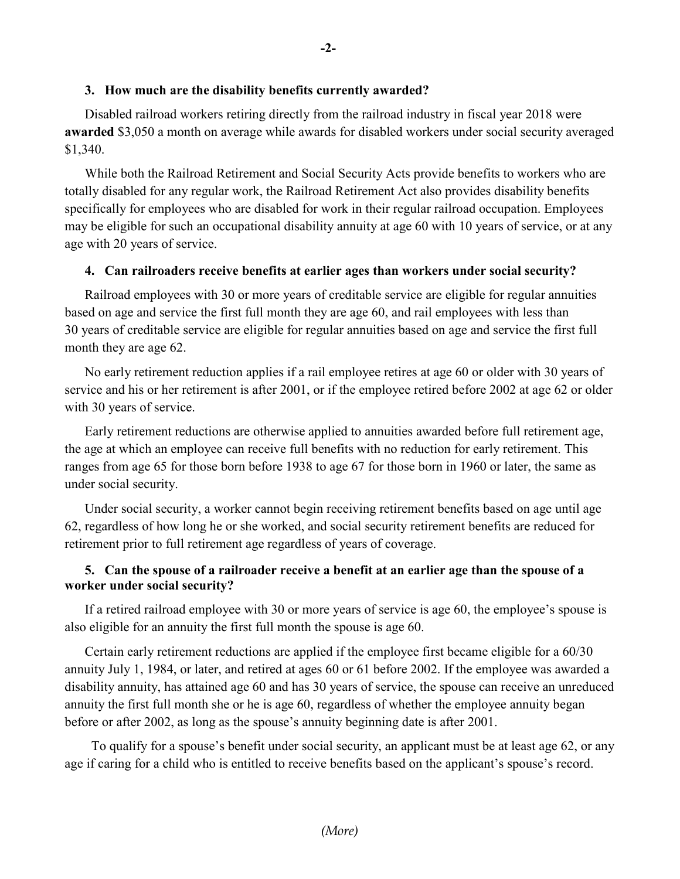### 3. How much are the disability benefits currently awarded?

Disabled railroad workers retiring directly from the railroad industry in fiscal year 2018 were **awarded** $3,050 a month on average while awards for disabled workers under social security averaged $1,340.

While both the Railroad Retirement and Social Security Acts provide benefits to workers who are totally disabled for any regular work, the Railroad Retirement Act also provides disability benefits specifically for employees who are disabled for work in their regular railroad occupation. Employees may be eligible for such an occupational disability annuity at age 60 with 10 years of service, or at any age with 20 years of service.

### 4. Can railroaders receive benefits at earlier ages than workers under social security?

Railroad employees with 30 or more years of creditable service are eligible for regular annuities based on age and service the first full month they are age 60, and rail employees with less than 30 years of creditable service are eligible for regular annuities based on age and service the first full month they are age 62.

No early retirement reduction applies if a rail employee retires at age 60 or older with 30 years of service and his or her retirement is after 2001, or if the employee retired before 2002 at age 62 or older with 30 years of service.

Early retirement reductions are otherwise applied to annuities awarded before full retirement age, the age at which an employee can receive full benefits with no reduction for early retirement. This ranges from age 65 for those born before 1938 to age 67 for those born in 1960 or later, the same as under social security.

Under social security, a worker cannot begin receiving retirement benefits based on age until age 62, regardless of how long he or she worked, and social security retirement benefits are reduced for retirement prior to full retirement age regardless of years of coverage.

### 5. Can the spouse of a railroader receive a benefit at an earlier age than the spouse of a worker under social security?

If a retired railroad employee with 30 or more years of service is age 60, the employee's spouse is also eligible for an annuity the first full month the spouse is age 60.

Certain early retirement reductions are applied if the employee first became eligible for a 60/30 annuity July 1, 1984, or later, and retired at ages 60 or 61 before 2002. If the employee was awarded a disability annuity, has attained age 60 and has 30 years of service, the spouse can receive an unreduced annuity the first full month she or he is age 60, regardless of whether the employee annuity began before or after 2002, as long as the spouse's annuity beginning date is after 2001.

To qualify for a spouse's benefit under social security, an applicant must be at least age 62, or any age if caring for a child who is entitled to receive benefits based on the applicant's spouse's record.

*(More)*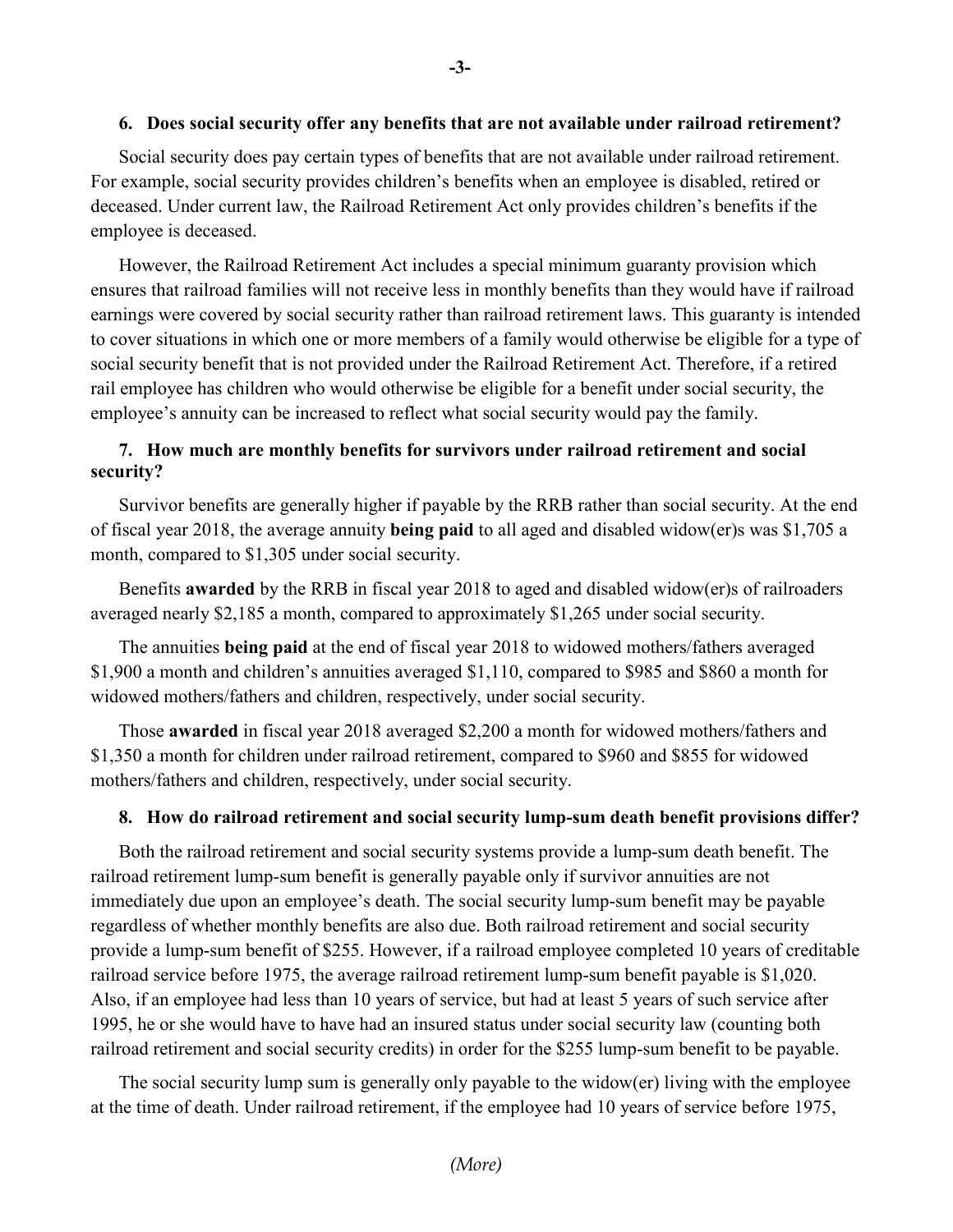**6. Does social security offer any benefits that are not available under railroad retirement?**

Social security does pay certain types of benefits that are not available under railroad retirement. For example, social security provides children's benefits when an employee is disabled, retired or deceased. Under current law, the Railroad Retirement Act only provides children's benefits if the employee is deceased.

However, the Railroad Retirement Act includes a special minimum guaranty provision which ensures that railroad families will not receive less in monthly benefits than they would have if railroad earnings were covered by social security rather than railroad retirement laws. This guaranty is intended to cover situations in which one or more members of a family would otherwise be eligible for a type of social security benefit that is not provided under the Railroad Retirement Act. Therefore, if a retired rail employee has children who would otherwise be eligible for a benefit under social security, the employee's annuity can be increased to reflect what social security would pay the family.

**7. How much are monthly benefits for survivors under railroad retirement and social security?**

Survivor benefits are generally higher if payable by the RRB rather than social security. At the end of fiscal year 2018, the average annuity **being paid** to all aged and disabled widow(er)s was $1,705 a month, compared to $1,305 under social security.

Benefits **awarded** by the RRB in fiscal year 2018 to aged and disabled widow(er)s of railroaders averaged nearly $2,185 a month, compared to approximately $1,265 under social security.

The annuities **being paid** at the end of fiscal year 2018 to widowed mothers/fathers averaged $1,900 a month and children's annuities averaged $1,110, compared to $985 and $860 a month for widowed mothers/fathers and children, respectively, under social security.

Those **awarded** in fiscal year 2018 averaged $2,200 a month for widowed mothers/fathers and $1,350 a month for children under railroad retirement, compared to $960 and $855 for widowed mothers/fathers and children, respectively, under social security.

**8. How do railroad retirement and social security lump-sum death benefit provisions differ?**

Both the railroad retirement and social security systems provide a lump-sum death benefit. The railroad retirement lump-sum benefit is generally payable only if survivor annuities are not immediately due upon an employee's death. The social security lump-sum benefit may be payable regardless of whether monthly benefits are also due. Both railroad retirement and social security provide a lump-sum benefit of $255. However, if a railroad employee completed 10 years of creditable railroad service before 1975, the average railroad retirement lump-sum benefit payable is $1,020. Also, if an employee had less than 10 years of service, but had at least 5 years of such service after 1995, he or she would have to have had an insured status under social security law (counting both railroad retirement and social security credits) in order for the $255 lump-sum benefit to be payable.

The social security lump sum is generally only payable to the widow(er) living with the employee at the time of death. Under railroad retirement, if the employee had 10 years of service before 1975,

*(More)*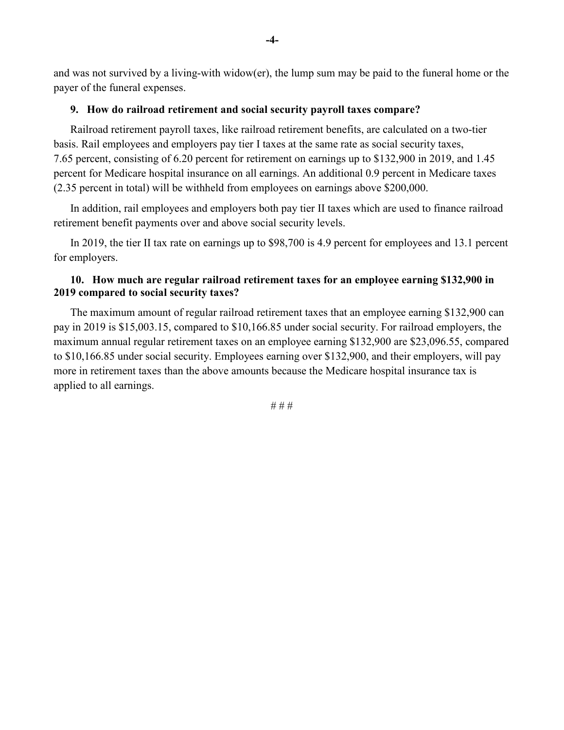and was not survived by a living-with widow(er), the lump sum may be paid to the funeral home or the payer of the funeral expenses.

### 9. How do railroad retirement and social security payroll taxes compare?

Railroad retirement payroll taxes, like railroad retirement benefits, are calculated on a two-tier basis. Rail employees and employers pay tier I taxes at the same rate as social security taxes, 7.65 percent, consisting of 6.20 percent for retirement on earnings up to $132,900 in 2019, and 1.45 percent for Medicare hospital insurance on all earnings. An additional 0.9 percent in Medicare taxes (2.35 percent in total) will be withheld from employees on earnings above $200,000.

In addition, rail employees and employers both pay tier II taxes which are used to finance railroad retirement benefit payments over and above social security levels.

In 2019, the tier II tax rate on earnings up to $98,700 is 4.9 percent for employees and 13.1 percent for employers.

### 10. How much are regular railroad retirement taxes for an employee earning $132,900 in 2019 compared to social security taxes?

The maximum amount of regular railroad retirement taxes that an employee earning $132,900 can pay in 2019 is $15,003.15, compared to $10,166.85 under social security. For railroad employers, the maximum annual regular retirement taxes on an employee earning $132,900 are $23,096.55, compared to $10,166.85 under social security. Employees earning over $132,900, and their employers, will pay more in retirement taxes than the above amounts because the Medicare hospital insurance tax is applied to all earnings.

# # #